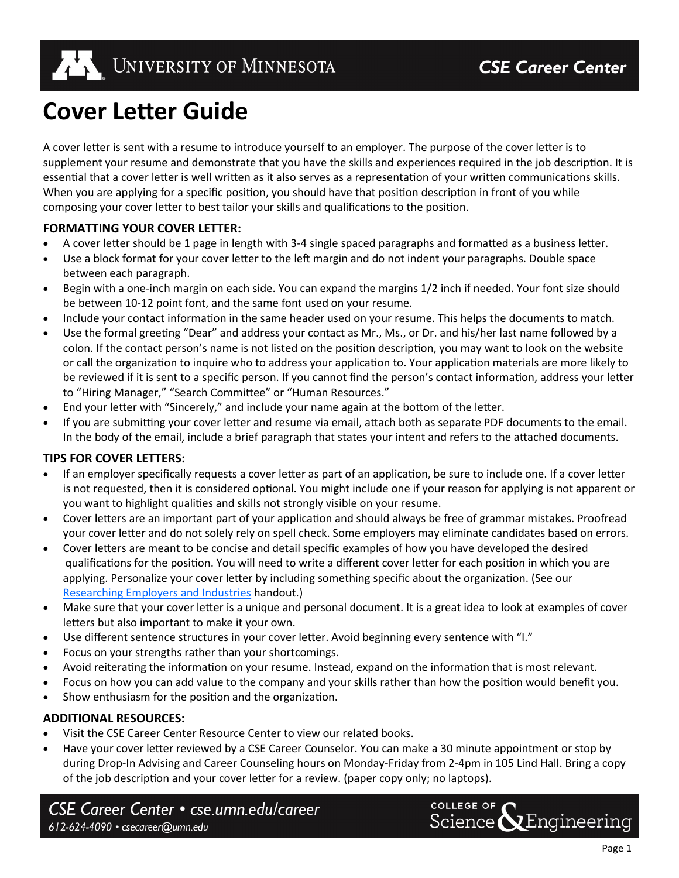# Cover Letter Guide

A cover letter is sent with a resume to introduce yourself to an employer. The purpose of the cover letter is to supplement your resume and demonstrate that you have the skills and experiences required in the job description. It is essential that a cover letter is well written as it also serves as a representation of your written communications skills. When you are applying for a specific position, you should have that position description in front of you while composing your cover letter to best tailor your skills and qualifications to the position.

**FORMATTING YOUR COVER LETTER:**

- A cover letter should be 1 page in length with 3-4 single spaced paragraphs and formatted as a business letter.
- Use a block format for your cover letter to the left margin and do not indent your paragraphs. Double space between each paragraph.
- Begin with a one-inch margin on each side. You can expand the margins 1/2 inch if needed. Your font size should be between 10-12 point font, and the same font used on your resume.
- Include your contact information in the same header used on your resume. This helps the documents to match.
- Use the formal greeting "Dear" and address your contact as Mr., Ms., or Dr. and his/her last name followed by a colon. If the contact person's name is not listed on the position description, you may want to look on the website or call the organization to inquire who to address your application to. Your application materials are more likely to be reviewed if it is sent to a specific person. If you cannot find the person's contact information, address your letter to "Hiring Manager," "Search Committee" or "Human Resources."
- End your letter with "Sincerely," and include your name again at the bottom of the letter.
- If you are submitting your cover letter and resume via email, attach both as separate PDF documents to the email. In the body of the email, include a brief paragraph that states your intent and refers to the attached documents.

**TIPS FOR COVER LETTERS:**

- If an employer specifically requests a cover letter as part of an application, be sure to include one. If a cover letter is not requested, then it is considered optional. You might include one if your reason for applying is not apparent or you want to highlight qualities and skills not strongly visible on your resume.
- Cover letters are an important part of your application and should always be free of grammar mistakes. Proofread your cover letter and do not solely rely on spell check. Some employers may eliminate candidates based on errors.
- Cover letters are meant to be concise and detail specific examples of how you have developed the desired qualifications for the position. You will need to write a different cover letter for each position in which you are applying. Personalize your cover letter by including something specific about the organization. (See our Researching Employers and Industries handout.)
- Make sure that your cover letter is a unique and personal document. It is a great idea to look at examples of cover letters but also important to make it your own.
- Use different sentence structures in your cover letter. Avoid beginning every sentence with "I."
- Focus on your strengths rather than your shortcomings.
- Avoid reiterating the information on your resume. Instead, expand on the information that is most relevant.
- Focus on how you can add value to the company and your skills rather than how the position would benefit you.
- Show enthusiasm for the position and the organization.

**ADDITIONAL RESOURCES:**

- Visit the CSE Career Center Resource Center to view our related books.
- Have your cover letter reviewed by a CSE Career Counselor. You can make a 30 minute appointment or stop by during Drop-In Advising and Career Counseling hours on Monday-Friday from 2-4pm in 105 Lind Hall. Bring a copy of the job description and your cover letter for a review. (paper copy only; no laptops).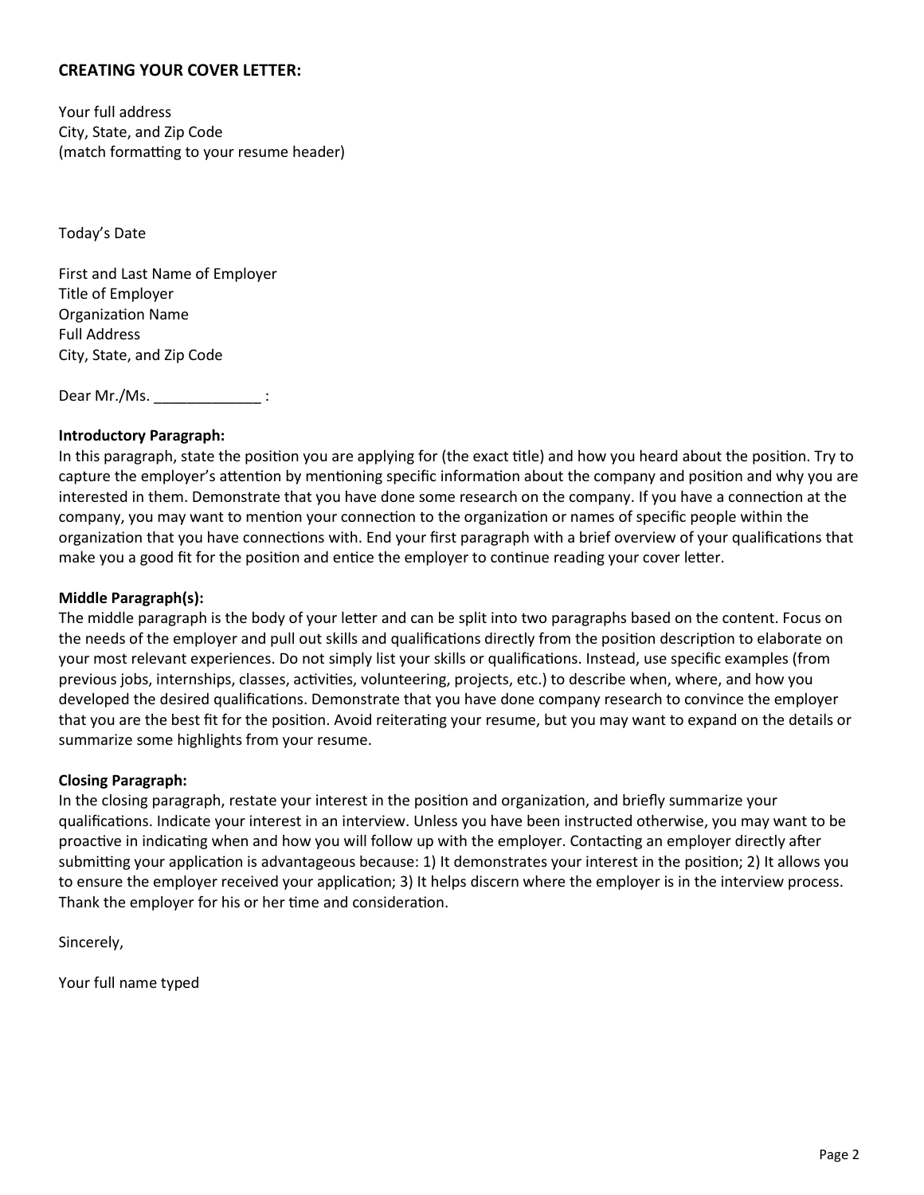## CREATING YOUR COVER LETTER:

Your full address
City, State, and Zip Code
(match formatting to your resume header)

Today's Date

First and Last Name of Employer
Title of Employer
Organization Name
Full Address
City, State, and Zip Code

Dear Mr./Ms. _____________ :

**Introductory Paragraph:**
In this paragraph, state the position you are applying for (the exact title) and how you heard about the position. Try to capture the employer's attention by mentioning specific information about the company and position and why you are interested in them. Demonstrate that you have done some research on the company. If you have a connection at the company, you may want to mention your connection to the organization or names of specific people within the organization that you have connections with. End your first paragraph with a brief overview of your qualifications that make you a good fit for the position and entice the employer to continue reading your cover letter.

**Middle Paragraph(s):**
The middle paragraph is the body of your letter and can be split into two paragraphs based on the content. Focus on the needs of the employer and pull out skills and qualifications directly from the position description to elaborate on your most relevant experiences. Do not simply list your skills or qualifications. Instead, use specific examples (from previous jobs, internships, classes, activities, volunteering, projects, etc.) to describe when, where, and how you developed the desired qualifications. Demonstrate that you have done company research to convince the employer that you are the best fit for the position. Avoid reiterating your resume, but you may want to expand on the details or summarize some highlights from your resume.

**Closing Paragraph:**
In the closing paragraph, restate your interest in the position and organization, and briefly summarize your qualifications. Indicate your interest in an interview. Unless you have been instructed otherwise, you may want to be proactive in indicating when and how you will follow up with the employer. Contacting an employer directly after submitting your application is advantageous because: 1) It demonstrates your interest in the position; 2) It allows you to ensure the employer received your application; 3) It helps discern where the employer is in the interview process. Thank the employer for his or her time and consideration.

Sincerely,

Your full name typed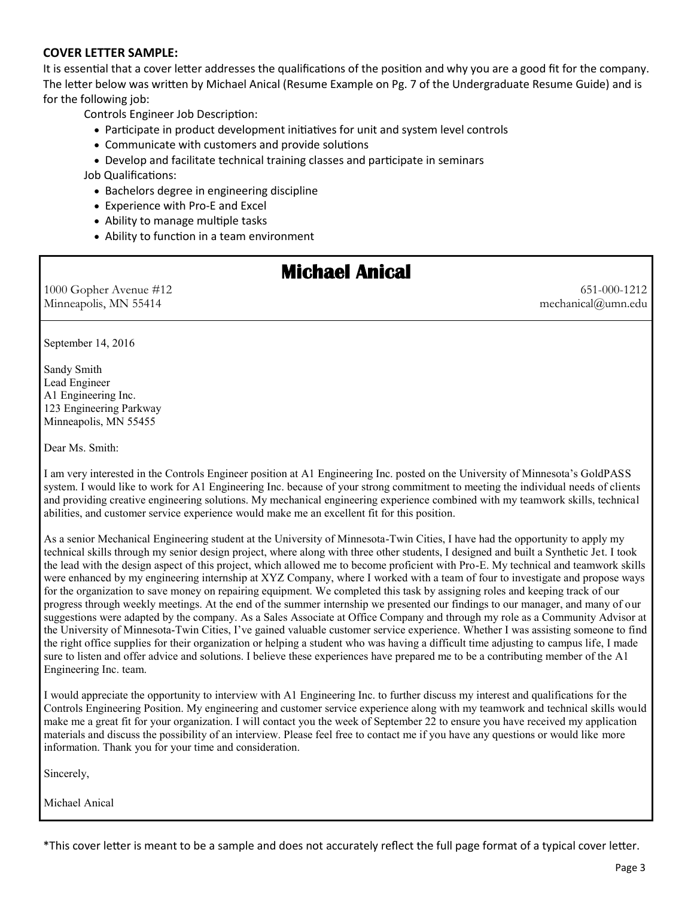**COVER LETTER SAMPLE:**

It is essential that a cover letter addresses the qualifications of the position and why you are a good fit for the company. The letter below was written by Michael Anical (Resume Example on Pg. 7 of the Undergraduate Resume Guide) and is for the following job:

Controls Engineer Job Description:

- Participate in product development initiatives for unit and system level controls
- Communicate with customers and provide solutions
- Develop and facilitate technical training classes and participate in seminars

Job Qualifications:

- Bachelors degree in engineering discipline
- Experience with Pro-E and Excel
- Ability to manage multiple tasks
- Ability to function in a team environment

---

# Michael Anical

1000 Gopher Avenue #12
Minneapolis, MN 55414

651-000-1212
mechanical@umn.edu

---

September 14, 2016

Sandy Smith
Lead Engineer
A1 Engineering Inc.
123 Engineering Parkway
Minneapolis, MN 55455

Dear Ms. Smith:

I am very interested in the Controls Engineer position at A1 Engineering Inc. posted on the University of Minnesota's GoldPASS system. I would like to work for A1 Engineering Inc. because of your strong commitment to meeting the individual needs of clients and providing creative engineering solutions. My mechanical engineering experience combined with my teamwork skills, technical abilities, and customer service experience would make me an excellent fit for this position.

As a senior Mechanical Engineering student at the University of Minnesota-Twin Cities, I have had the opportunity to apply my technical skills through my senior design project, where along with three other students, I designed and built a Synthetic Jet. I took the lead with the design aspect of this project, which allowed me to become proficient with Pro-E. My technical and teamwork skills were enhanced by my engineering internship at XYZ Company, where I worked with a team of four to investigate and propose ways for the organization to save money on repairing equipment. We completed this task by assigning roles and keeping track of our progress through weekly meetings. At the end of the summer internship we presented our findings to our manager, and many of our suggestions were adapted by the company. As a Sales Associate at Office Company and through my role as a Community Advisor at the University of Minnesota-Twin Cities, I've gained valuable customer service experience. Whether I was assisting someone to find the right office supplies for their organization or helping a student who was having a difficult time adjusting to campus life, I made sure to listen and offer advice and solutions. I believe these experiences have prepared me to be a contributing member of the A1 Engineering Inc. team.

I would appreciate the opportunity to interview with A1 Engineering Inc. to further discuss my interest and qualifications for the Controls Engineering Position. My engineering and customer service experience along with my teamwork and technical skills would make me a great fit for your organization. I will contact you the week of September 22 to ensure you have received my application materials and discuss the possibility of an interview. Please feel free to contact me if you have any questions or would like more information. Thank you for your time and consideration.

Sincerely,

Michael Anical

---

*This cover letter is meant to be a sample and does not accurately reflect the full page format of a typical cover letter.